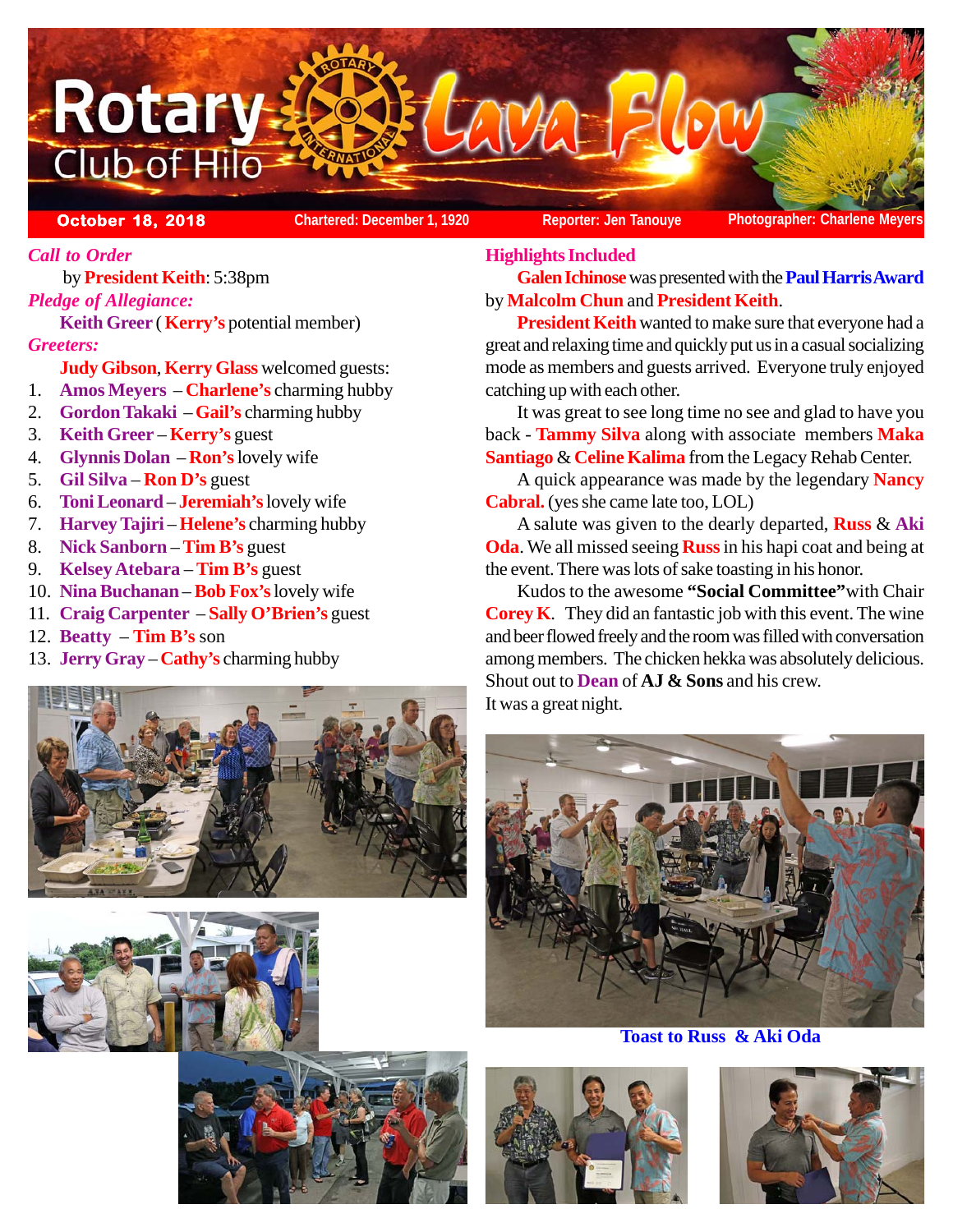# Rotary Club of Hilo — Lava Flow

**October 18, 2018** | Chartered: December 1, 1920 | Reporter: Jen Tanouye | Photographer: Charlene Meyers

*Call to Order*

by **President Keith**: 5:38pm

*Pledge of Allegiance:*

**Keith Greer** ( **Kerry's** potential member)

*Greeters:*

**Judy Gibson**, **Kerry Glass** welcomed guests:

1. **Amos Meyers** – **Charlene's** charming hubby
2. **Gordon Takaki** – **Gail's** charming hubby
3. **Keith Greer** – **Kerry's** guest
4. **Glynnis Dolan** – **Ron's** lovely wife
5. **Gil Silva** – **Ron D's** guest
6. **Toni Leonard** – **Jeremiah's** lovely wife
7. **Harvey Tajiri** – **Helene's** charming hubby
8. **Nick Sanborn** – **Tim B's** guest
9. **Kelsey Atebara** – **Tim B's** guest
10. **Nina Buchanan** – **Bob Fox's** lovely wife
11. **Craig Carpenter** – **Sally O'Brien's** guest
12. **Beatty** – **Tim B's** son
13. **Jerry Gray** – **Cathy's** charming hubby

*Highlights Included*

**Galen Ichinose** was presented with the **Paul Harris Award** by **Malcolm Chun** and **President Keith**.

**President Keith** wanted to make sure that everyone had a great and relaxing time and quickly put us in a casual socializing mode as members and guests arrived. Everyone truly enjoyed catching up with each other.

It was great to see long time no see and glad to have you back - **Tammy Silva** along with associate members **Maka Santiago** & **Celine Kalima** from the Legacy Rehab Center.

A quick appearance was made by the legendary **Nancy Cabral.** (yes she came late too, LOL)

A salute was given to the dearly departed, **Russ** & **Aki Oda**. We all missed seeing **Russ** in his hapi coat and being at the event. There was lots of sake toasting in his honor.

Kudos to the awesome **"Social Committee"** with Chair **Corey K**. They did an fantastic job with this event. The wine and beer flowed freely and the room was filled with conversation among members. The chicken hekka was absolutely delicious. Shout out to **Dean** of **AJ & Sons** and his crew.

It was a great night.

**Toast to Russ & Aki Oda**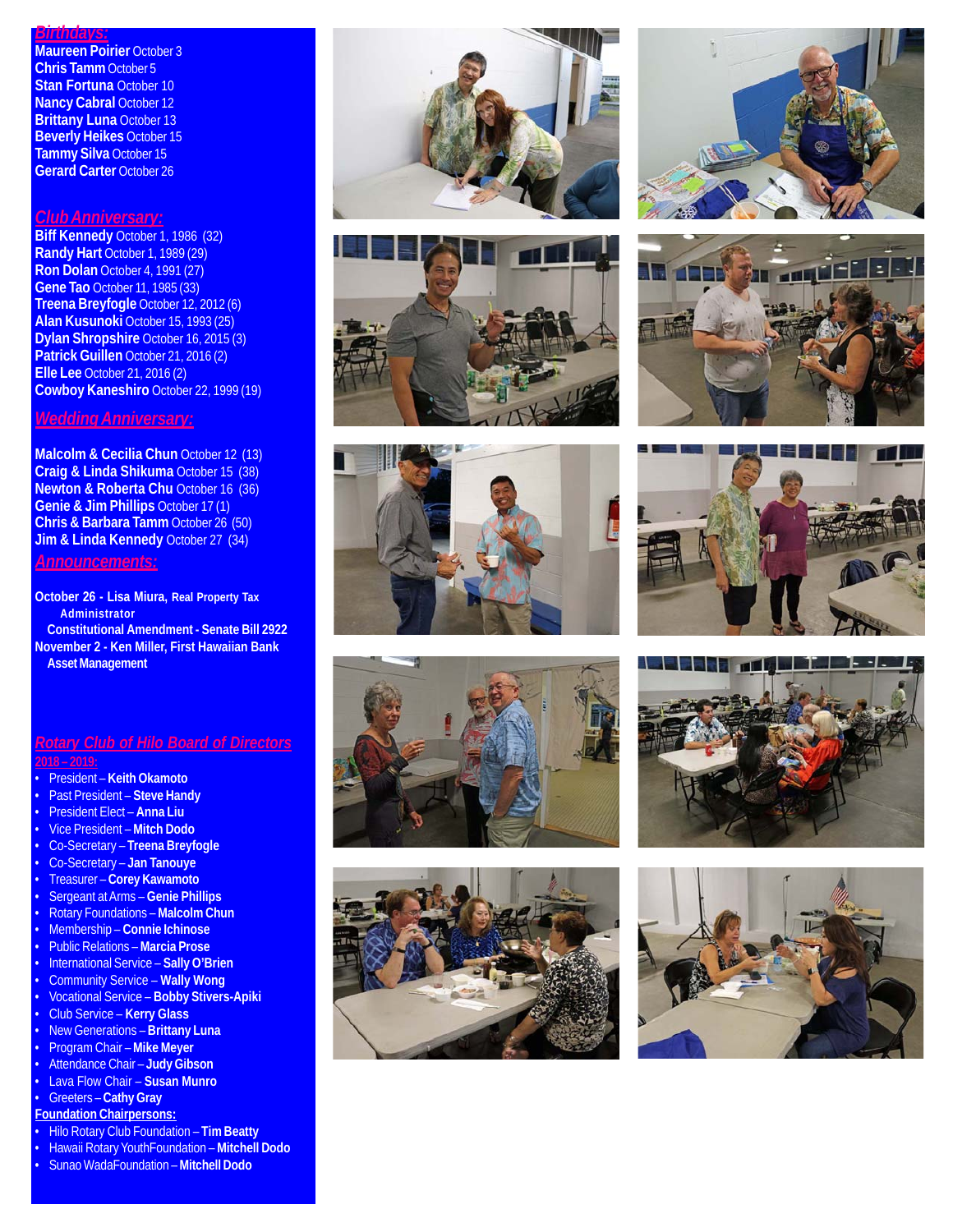## Birthdays:

**Maureen Poirier** October 3
**Chris Tamm** October 5
**Stan Fortuna** October 10
**Nancy Cabral** October 12
**Brittany Luna** October 13
**Beverly Heikes** October 15
**Tammy Silva** October 15
**Gerard Carter** October 26

## Club Anniversary:

**Biff Kennedy** October 1, 1986 (32)
**Randy Hart** October 1, 1989 (29)
**Ron Dolan** October 4, 1991 (27)
**Gene Tao** October 11, 1985 (33)
**Treena Breyfogle** October 12, 2012 (6)
**Alan Kusunoki** October 15, 1993 (25)
**Dylan Shropshire** October 16, 2015 (3)
**Patrick Guillen** October 21, 2016 (2)
**Elle Lee** October 21, 2016 (2)
**Cowboy Kaneshiro** October 22, 1999 (19)

## Wedding Anniversary:

**Malcolm & Cecilia Chun** October 12 (13)
**Craig & Linda Shikuma** October 15 (38)
**Newton & Roberta Chu** October 16 (36)
**Genie & Jim Phillips** October 17 (1)
**Chris & Barbara Tamm** October 26 (50)
**Jim & Linda Kennedy** October 27 (34)

## Announcements:

**October 26 - Lisa Miura, Real Property Tax Administrator**
**Constitutional Amendment - Senate Bill 2922**
**November 2 - Ken Miller, First Hawaiian Bank Asset Management**

## Rotary Club of Hilo Board of Directors 2018 – 2019:

- President – **Keith Okamoto**
- Past President – **Steve Handy**
- President Elect – **Anna Liu**
- Vice President – **Mitch Dodo**
- Co-Secretary – **Treena Breyfogle**
- Co-Secretary – **Jan Tanouye**
- Treasurer – **Corey Kawamoto**
- Sergeant at Arms – **Genie Phillips**
- Rotary Foundations – **Malcolm Chun**
- Membership – **Connie Ichinose**
- Public Relations – **Marcia Prose**
- International Service – **Sally O'Brien**
- Community Service – **Wally Wong**
- Vocational Service – **Bobby Stivers-Apiki**
- Club Service – **Kerry Glass**
- New Generations – **Brittany Luna**
- Program Chair – **Mike Meyer**
- Attendance Chair – **Judy Gibson**
- Lava Flow Chair – **Susan Munro**
- Greeters – **Cathy Gray**

**Foundation Chairpersons:**

- Hilo Rotary Club Foundation – **Tim Beatty**
- Hawaii Rotary YouthFoundation – **Mitchell Dodo**
- Sunao WadaFoundation – **Mitchell Dodo**